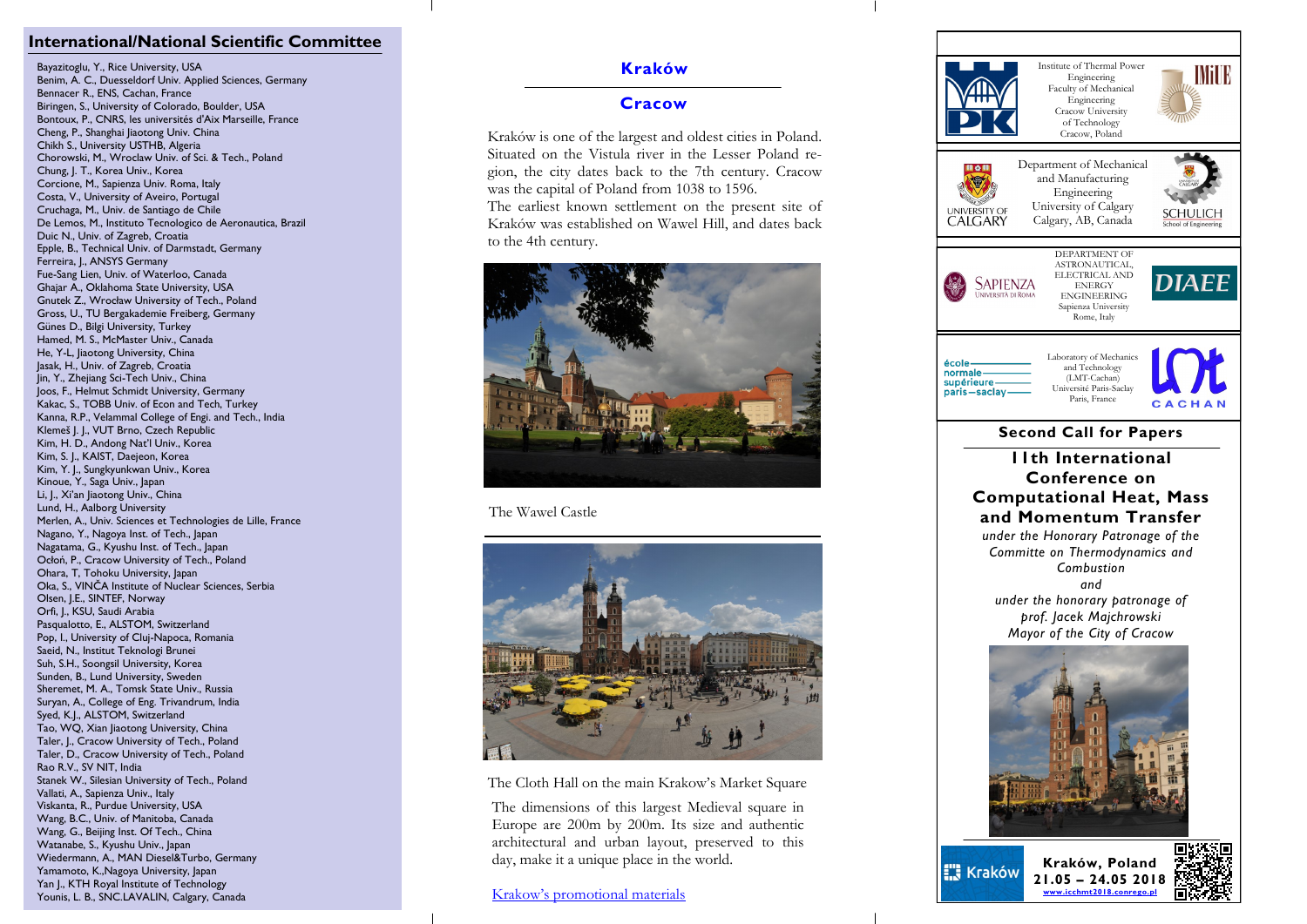## International/National Scientific Committee

Bayazitoglu, Y., Rice University, USA
Benim, A. C., Duesseldorf Univ. Applied Sciences, Germany
Bennacer R., ENS, Cachan, France
Biringen, S., University of Colorado, Boulder, USA
Bontoux, P., CNRS, les universités d'Aix Marseille, France
Cheng, P., Shanghai Jiaotong Univ. China
Chikh S., University USTHB, Algeria
Chorowski, M., Wroclaw Univ. of Sci. & Tech., Poland
Chung, J. T., Korea Univ., Korea
Corcione, M., Sapienza Univ. Roma, Italy
Costa, V., University of Aveiro, Portugal
Cruchaga, M., Univ. de Santiago de Chile
De Lemos, M., Instituto Tecnologico de Aeronautica, Brazil
Duic N., Univ. of Zagreb, Croatia
Epple, B., Technical Univ. of Darmstadt, Germany
Ferreira, J., ANSYS Germany
Fue-Sang Lien, Univ. of Waterloo, Canada
Ghajar A., Oklahoma State University, USA
Gnutek Z., Wrocław University of Tech., Poland
Gross, U., TU Bergakademie Freiberg, Germany
Günes D., Bilgi University, Turkey
Hamed, M. S., McMaster Univ., Canada
He, Y-L, Jiaotong University, China
Jasak, H., Univ. of Zagreb, Croatia
Jin, Y., Zhejiang Sci-Tech Univ., China
Joos, F., Helmut Schmidt University, Germany
Kakac, S., TOBB Univ. of Econ and Tech, Turkey
Kanna, R.P., Velammal College of Engi. and Tech., India
Klemeš J. J., VUT Brno, Czech Republic
Kim, H. D., Andong Nat'l Univ., Korea
Kim, S. J., KAIST, Daejeon, Korea
Kim, Y. J., Sungkyunkwan Univ., Korea
Kinoue, Y., Saga Univ., Japan
Li, J., Xi'an Jiaotong Univ., China
Lund, H., Aalborg University
Merlen, A., Univ. Sciences et Technologies de Lille, France
Nagano, Y., Nagoya Inst. of Tech., Japan
Nagatama, G., Kyushu Inst. of Tech., Japan
Ocłoń, P., Cracow University of Tech., Poland
Ohara, T, Tohoku University, Japan
Oka, S., VINČA Institute of Nuclear Sciences, Serbia
Olsen, J.E., SINTEF, Norway
Orfi, J., KSU, Saudi Arabia
Pasqualotto, E., ALSTOM, Switzerland
Pop, I., University of Cluj-Napoca, Romania
Saeid, N., Institut Teknologi Brunei
Suh, S.H., Soongsil University, Korea
Sunden, B., Lund University, Sweden
Sheremet, M. A., Tomsk State Univ., Russia
Suryan, A., College of Eng. Trivandrum, India
Syed, K.J., ALSTOM, Switzerland
Tao, WQ, Xian Jiaotong University, China
Taler, J., Cracow University of Tech., Poland
Taler, D., Cracow University of Tech., Poland
Rao R.V., SV NIT, India
Stanek W., Silesian University of Tech., Poland
Vallati, A., Sapienza Univ., Italy
Viskanta, R., Purdue University, USA
Wang, B.C., Univ. of Manitoba, Canada
Wang, G., Beijing Inst. Of Tech., China
Watanabe, S., Kyushu Univ., Japan
Wiedermann, A., MAN Diesel&Turbo, Germany
Yamamoto, K.,Nagoya University, Japan
Yan J., KTH Royal Institute of Technology
Younis, L. B., SNC.LAVALIN, Calgary, Canada

## Kraków

## Cracow

Kraków is one of the largest and oldest cities in Poland. Situated on the Vistula river in the Lesser Poland region, the city dates back to the 7th century. Cracow was the capital of Poland from 1038 to 1596.
The earliest known settlement on the present site of Kraków was established on Wawel Hill, and dates back to the 4th century.

The Wawel Castle

The Cloth Hall on the main Krakow's Market Square

The dimensions of this largest Medieval square in Europe are 200m by 200m. Its size and authentic architectural and urban layout, preserved to this day, make it a unique place in the world.

Krakow's promotional materials

Institute of Thermal Power Engineering
Faculty of Mechanical Engineering
Cracow University of Technology
Cracow, Poland

Department of Mechanical and Manufacturing Engineering
University of Calgary
Calgary, AB, Canada

DEPARTMENT OF ASTRONAUTICAL, ELECTRICAL AND ENERGY ENGINEERING
Sapienza University
Rome, Italy

Laboratory of Mechanics and Technology
(LMT-Cachan)
Université Paris-Saclay
Paris, France

### Second Call for Papers

# 11th International Conference on Computational Heat, Mass and Momentum Transfer

*under the Honorary Patronage of the Committe on Thermodynamics and Combustion*
*and*
*under the honorary patronage of prof. Jacek Majchrowski Mayor of the City of Cracow*

**Kraków, Poland**
**21.05 – 24.05 2018**
**www.icchmt2018.conrego.pl**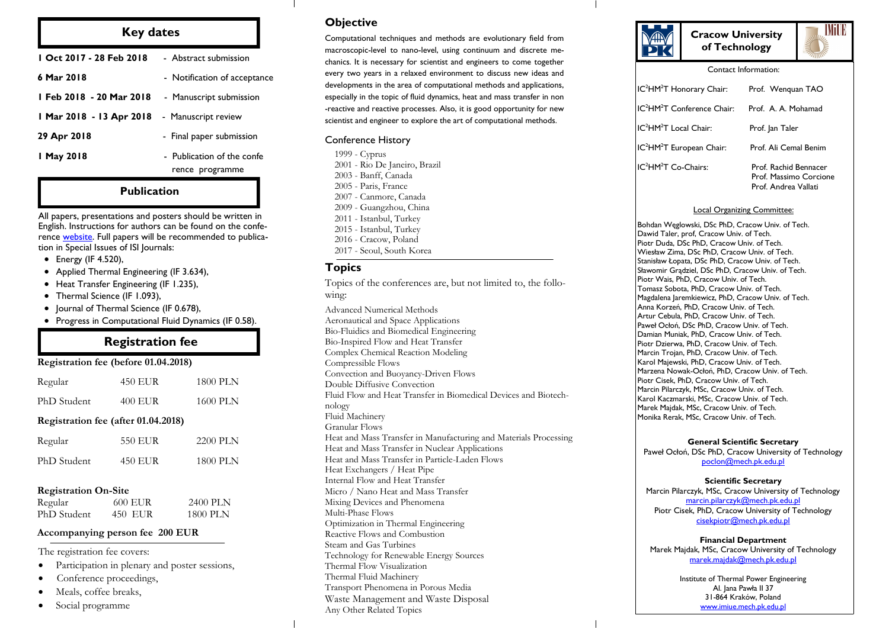## Key dates

| | |
|---|---|
| **1 Oct 2017 - 28 Feb 2018** | - Abstract submission |
| **6 Mar 2018** | - Notification of acceptance |
| **1 Feb 2018 - 20 Mar 2018** | - Manuscript submission |
| **1 Mar 2018 - 13 Apr 2018** | - Manuscript review |
| **29 Apr 2018** | - Final paper submission |
| **1 May 2018** | - Publication of the conference programme |

## Publication

All papers, presentations and posters should be written in English. Instructions for authors can be found on the conference website. Full papers will be recommended to publication in Special Issues of ISI Journals:

- Energy (IF 4.520),
- Applied Thermal Engineering (IF 3.634),
- Heat Transfer Engineering (IF 1.235),
- Thermal Science (IF 1.093),
- Journal of Thermal Science (IF 0.678),
- Progress in Computational Fluid Dynamics (IF 0.58).

## Registration fee

**Registration fee (before 01.04.2018)**

| | | |
|---|---|---|
| Regular | 450 EUR | 1800 PLN |
| PhD Student | 400 EUR | 1600 PLN |

**Registration fee (after 01.04.2018)**

| | | |
|---|---|---|
| Regular | 550 EUR | 2200 PLN |
| PhD Student | 450 EUR | 1800 PLN |

**Registration On-Site**

| | | |
|---|---|---|
| Regular | 600 EUR | 2400 PLN |
| PhD Student | 450 EUR | 1800 PLN |

**Accompanying person fee 200 EUR**

The registration fee covers:

- Participation in plenary and poster sessions,
- Conference proceedings,
- Meals, coffee breaks,
- Social programme

## Objective

Computational techniques and methods are evolutionary field from macroscopic-level to nano-level, using continuum and discrete mechanics. It is necessary for scientist and engineers to come together every two years in a relaxed environment to discuss new ideas and developments in the area of computational methods and applications, especially in the topic of fluid dynamics, heat and mass transfer in non-reactive and reactive processes. Also, it is good opportunity for new scientist and engineer to explore the art of computational methods.

### Conference History

1999 - Cyprus
2001 - Rio De Janeiro, Brazil
2003 - Banff, Canada
2005 - Paris, France
2007 - Canmore, Canada
2009 - Guangzhou, China
2011 - Istanbul, Turkey
2015 - Istanbul, Turkey
2016 - Cracow, Poland
2017 - Seoul, South Korea

## Topics

Topics of the conferences are, but not limited to, the following:

Advanced Numerical Methods
Aeronautical and Space Applications
Bio-Fluidics and Biomedical Engineering
Bio-Inspired Flow and Heat Transfer
Complex Chemical Reaction Modeling
Compressible Flows
Convection and Buoyancy-Driven Flows
Double Diffusive Convection
Fluid Flow and Heat Transfer in Biomedical Devices and Biotechnology
Fluid Machinery
Granular Flows
Heat and Mass Transfer in Manufacturing and Materials Processing
Heat and Mass Transfer in Nuclear Applications
Heat and Mass Transfer in Particle-Laden Flows
Heat Exchangers / Heat Pipe
Internal Flow and Heat Transfer
Micro / Nano Heat and Mass Transfer
Mixing Devices and Phenomena
Multi-Phase Flows
Optimization in Thermal Engineering
Reactive Flows and Combustion
Steam and Gas Turbines
Technology for Renewable Energy Sources
Thermal Flow Visualization
Thermal Fluid Machinery
Transport Phenomena in Porous Media
Waste Management and Waste Disposal
Any Other Related Topics

## Cracow University of Technology

Contact Information:

| | |
|---|---|
| IC$^2$HM$^2$T Honorary Chair: | Prof. Wenquan TAO |
| IC$^2$HM$^2$T Conference Chair: | Prof. A. A. Mohamad |
| IC$^2$HM$^2$T Local Chair: | Prof. Jan Taler |
| IC$^2$HM$^2$T European Chair: | Prof. Ali Cemal Benim |
| IC$^2$HM$^2$T Co-Chairs: | Prof. Rachid Bennacer<br>Prof. Massimo Corcione<br>Prof. Andrea Vallati |

Local Organizing Committee:

Bohdan Węglowski, DSc PhD, Cracow Univ. of Tech.
Dawid Taler, prof, Cracow Univ. of Tech.
Piotr Duda, DSc PhD, Cracow Univ. of Tech.
Wiesław Zima, DSc PhD, Cracow Univ. of Tech.
Stanisław Łopata, DSc PhD, Cracow Univ. of Tech.
Sławomir Grądziel, DSc PhD, Cracow Univ. of Tech.
Piotr Wais, PhD, Cracow Univ. of Tech.
Tomasz Sobota, PhD, Cracow Univ. of Tech.
Magdalena Jaremkiewicz, PhD, Cracow Univ. of Tech.
Anna Korzeń, PhD, Cracow Univ. of Tech.
Artur Cebula, PhD, Cracow Univ. of Tech.
Paweł Ocłoń, DSc PhD, Cracow Univ. of Tech.
Damian Muniak, PhD, Cracow Univ. of Tech.
Piotr Dzierwa, PhD, Cracow Univ. of Tech.
Marcin Trojan, PhD, Cracow Univ. of Tech.
Karol Majewski, PhD, Cracow Univ. of Tech.
Marzena Nowak-Ocłoń, PhD, Cracow Univ. of Tech.
Piotr Cisek, PhD, Cracow Univ. of Tech.
Marcin Pilarczyk, MSc, Cracow Univ. of Tech.
Karol Kaczmarski, MSc, Cracow Univ. of Tech.
Marek Majdak, MSc, Cracow Univ. of Tech.
Monika Rerak, MSc, Cracow Univ. of Tech.

**General Scientific Secretary**
Paweł Ocłoń, DSc PhD, Cracow University of Technology
poclon@mech.pk.edu.pl

**Scientific Secretary**
Marcin Pilarczyk, MSc, Cracow University of Technology
marcin.pilarczyk@mech.pk.edu.pl
Piotr Cisek, PhD, Cracow University of Technology
cisekpiotr@mech.pk.edu.pl

**Financial Department**
Marek Majdak, MSc, Cracow University of Technology
marek.majdak@mech.pk.edu.pl

Institute of Thermal Power Engineering
Al. Jana Pawła II 37
31-864 Kraków, Poland
www.imiue.mech.pk.edu.pl